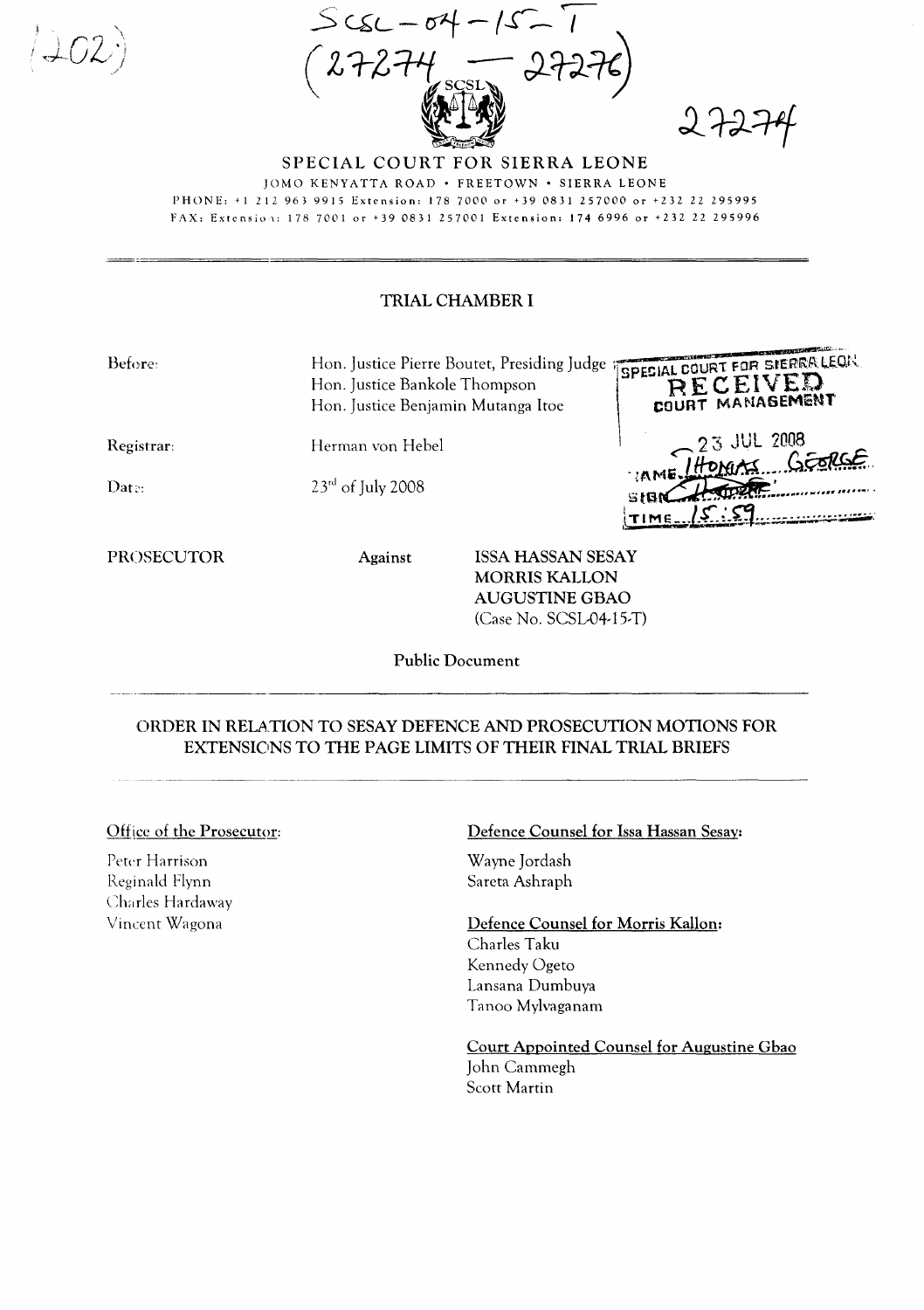SCSL-04-15-T
(27274 - 27276)

27274

**SPECIAL COURT FOR SIERRA LEONE**

JOMO KENYATTA ROAD • FREETOWN • SIERRA LEONE

PHONE: +1 212 963 9915 Extension: 178 7000 or +39 0831 257000 or +232 22 295995
FAX: Extension: 178 7001 or +39 0831 257001 Extension: 174 6996 or +232 22 295996

---

## TRIAL CHAMBER I

Before: Hon. Justice Pierre Boutet, Presiding Judge
Hon. Justice Bankole Thompson
Hon. Justice Benjamin Mutanga Itoe

Registrar: Herman von Hebel

Date: 23rd of July 2008

SPECIAL COURT FOR SIERRA LEONE
RECEIVED
COURT MANAGEMENT
23 JUL 2008
NAME THOMAS GEORGE
SIGN
TIME 15:59

PROSECUTOR Against **ISSA HASSAN SESAY**
**MORRIS KALLON**
**AUGUSTINE GBAO**
(Case No. SCSL-04-15-T)

**Public Document**

---

**ORDER IN RELATION TO SESAY DEFENCE AND PROSECUTION MOTIONS FOR EXTENSIONS TO THE PAGE LIMITS OF THEIR FINAL TRIAL BRIEFS**

---

Office of the Prosecutor:

Peter Harrison
Reginald Flynn
Charles Hardaway
Vincent Wagona

**Defence Counsel for Issa Hassan Sesay:**

Wayne Jordash
Sareta Ashraph

**Defence Counsel for Morris Kallon:**

Charles Taku
Kennedy Ogeto
Lansana Dumbuya
Tanoo Mylvaganam

**Court Appointed Counsel for Augustine Gbao**

John Cammegh
Scott Martin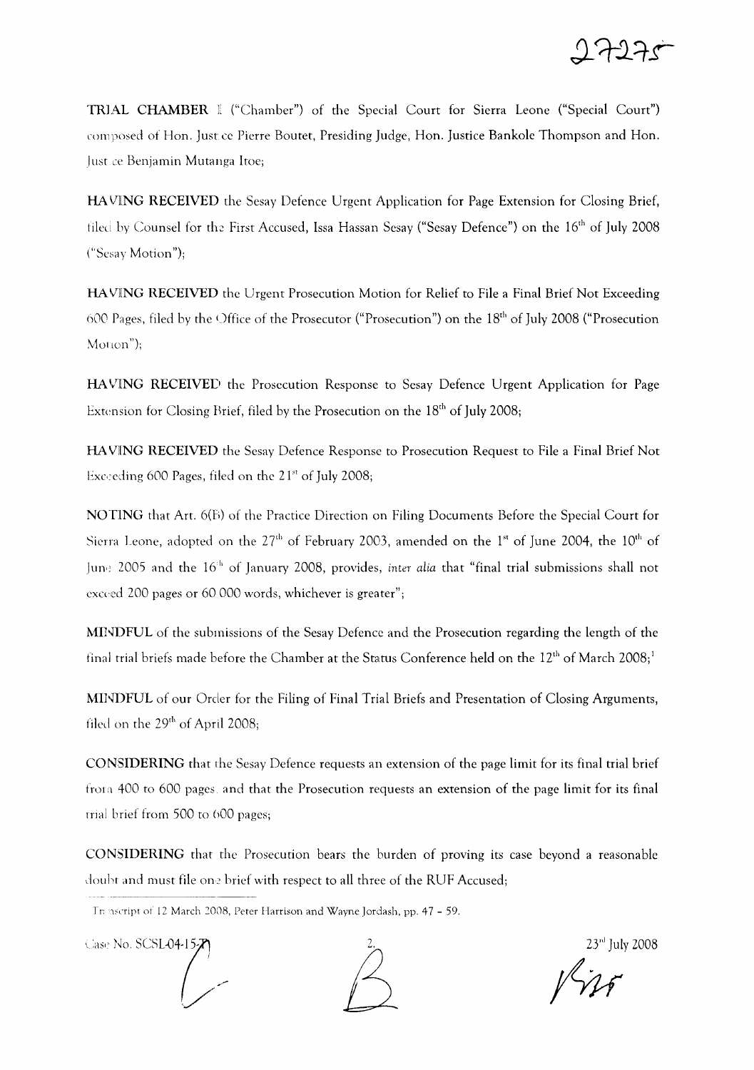**TRIAL CHAMBER I** ("Chamber") of the Special Court for Sierra Leone ("Special Court") composed of Hon. Justice Pierre Boutet, Presiding Judge, Hon. Justice Bankole Thompson and Hon. Justice Benjamin Mutanga Itoe;

**HAVING RECEIVED** the Sesay Defence Urgent Application for Page Extension for Closing Brief, filed by Counsel for the First Accused, Issa Hassan Sesay ("Sesay Defence") on the 16th of July 2008 ("Sesay Motion");

**HAVING RECEIVED** the Urgent Prosecution Motion for Relief to File a Final Brief Not Exceeding 600 Pages, filed by the Office of the Prosecutor ("Prosecution") on the 18th of July 2008 ("Prosecution Motion");

**HAVING RECEIVED** the Prosecution Response to Sesay Defence Urgent Application for Page Extension for Closing Brief, filed by the Prosecution on the 18th of July 2008;

**HAVING RECEIVED** the Sesay Defence Response to Prosecution Request to File a Final Brief Not Exceeding 600 Pages, filed on the 21st of July 2008;

**NOTING** that Art. 6(B) of the Practice Direction on Filing Documents Before the Special Court for Sierra Leone, adopted on the 27th of February 2003, amended on the 1st of June 2004, the 10th of June 2005 and the 16th of January 2008, provides, *inter alia* that "final trial submissions shall not exceed 200 pages or 60 000 words, whichever is greater";

**MINDFUL** of the submissions of the Sesay Defence and the Prosecution regarding the length of the final trial briefs made before the Chamber at the Status Conference held on the 12th of March 2008;[1]

**MINDFUL** of our Order for the Filing of Final Trial Briefs and Presentation of Closing Arguments, filed on the 29th of April 2008;

**CONSIDERING** that the Sesay Defence requests an extension of the page limit for its final trial brief from 400 to 600 pages and that the Prosecution requests an extension of the page limit for its final trial brief from 500 to 600 pages;

**CONSIDERING** that the Prosecution bears the burden of proving its case beyond a reasonable doubt and must file one brief with respect to all three of the RUF Accused;

---

[1] Transcript of 12 March 2008, Peter Harrison and Wayne Jordash, pp. 47 – 59.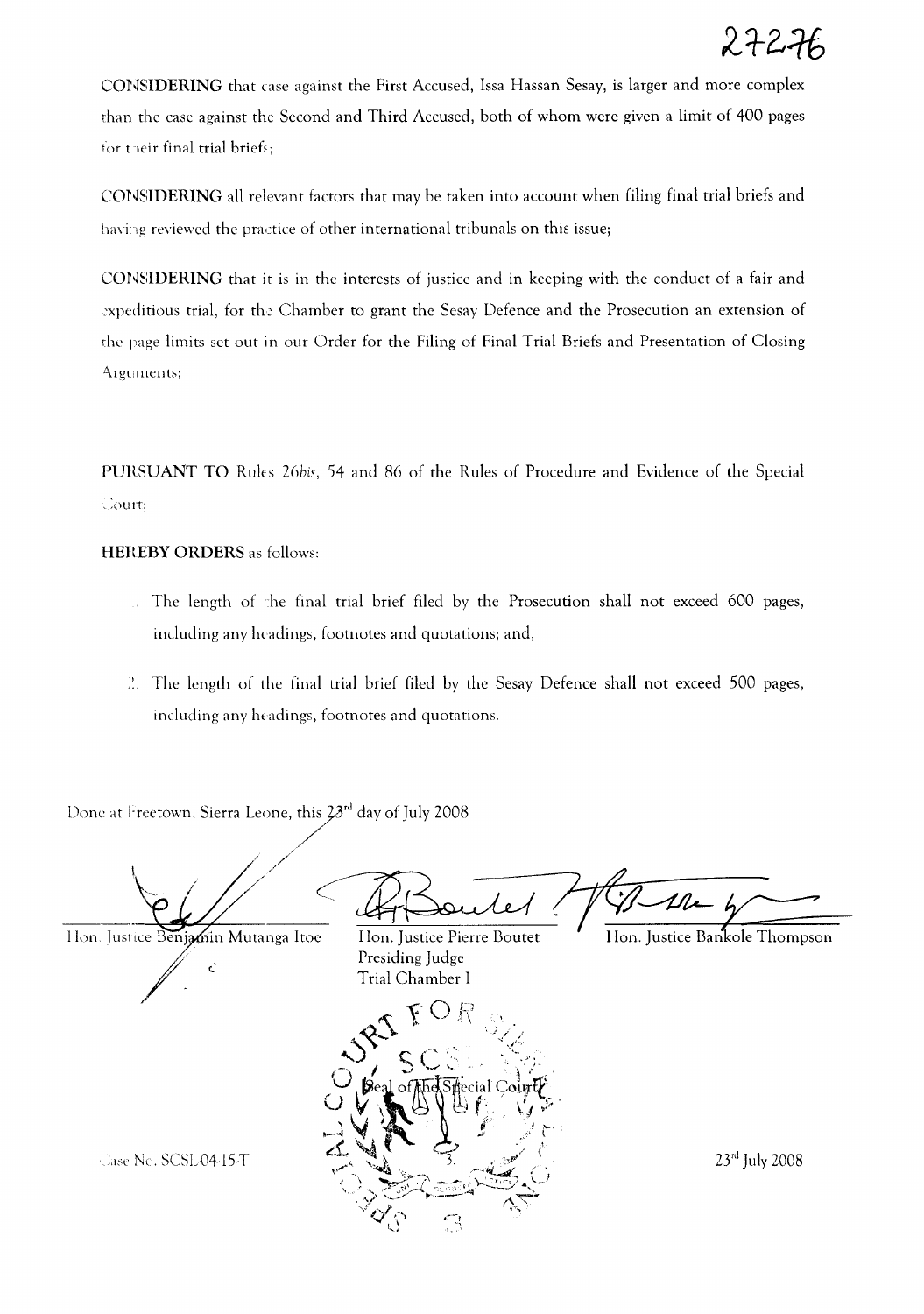**CONSIDERING** that case against the First Accused, Issa Hassan Sesay, is larger and more complex than the case against the Second and Third Accused, both of whom were given a limit of 400 pages for their final trial briefs;

**CONSIDERING** all relevant factors that may be taken into account when filing final trial briefs and having reviewed the practice of other international tribunals on this issue;

**CONSIDERING** that it is in the interests of justice and in keeping with the conduct of a fair and expeditious trial, for the Chamber to grant the Sesay Defence and the Prosecution an extension of the page limits set out in our Order for the Filing of Final Trial Briefs and Presentation of Closing Arguments;

**PURSUANT TO** Rules 26*bis*, 54 and 86 of the Rules of Procedure and Evidence of the Special Court;

**HEREBY ORDERS** as follows:

1. The length of the final trial brief filed by the Prosecution shall not exceed 600 pages, including any headings, footnotes and quotations; and,
2. The length of the final trial brief filed by the Sesay Defence shall not exceed 500 pages, including any headings, footnotes and quotations.

Done at Freetown, Sierra Leone, this 23rd day of July 2008

| | | |
|---|---|---|
| Hon. Justice Benjamin Mutanga Itoe | Hon. Justice Pierre Boutet<br>Presiding Judge<br>Trial Chamber I | Hon. Justice Bankole Thompson |

Seal of the Special Court

Case No. SCSL-04-15-T

23rd July 2008